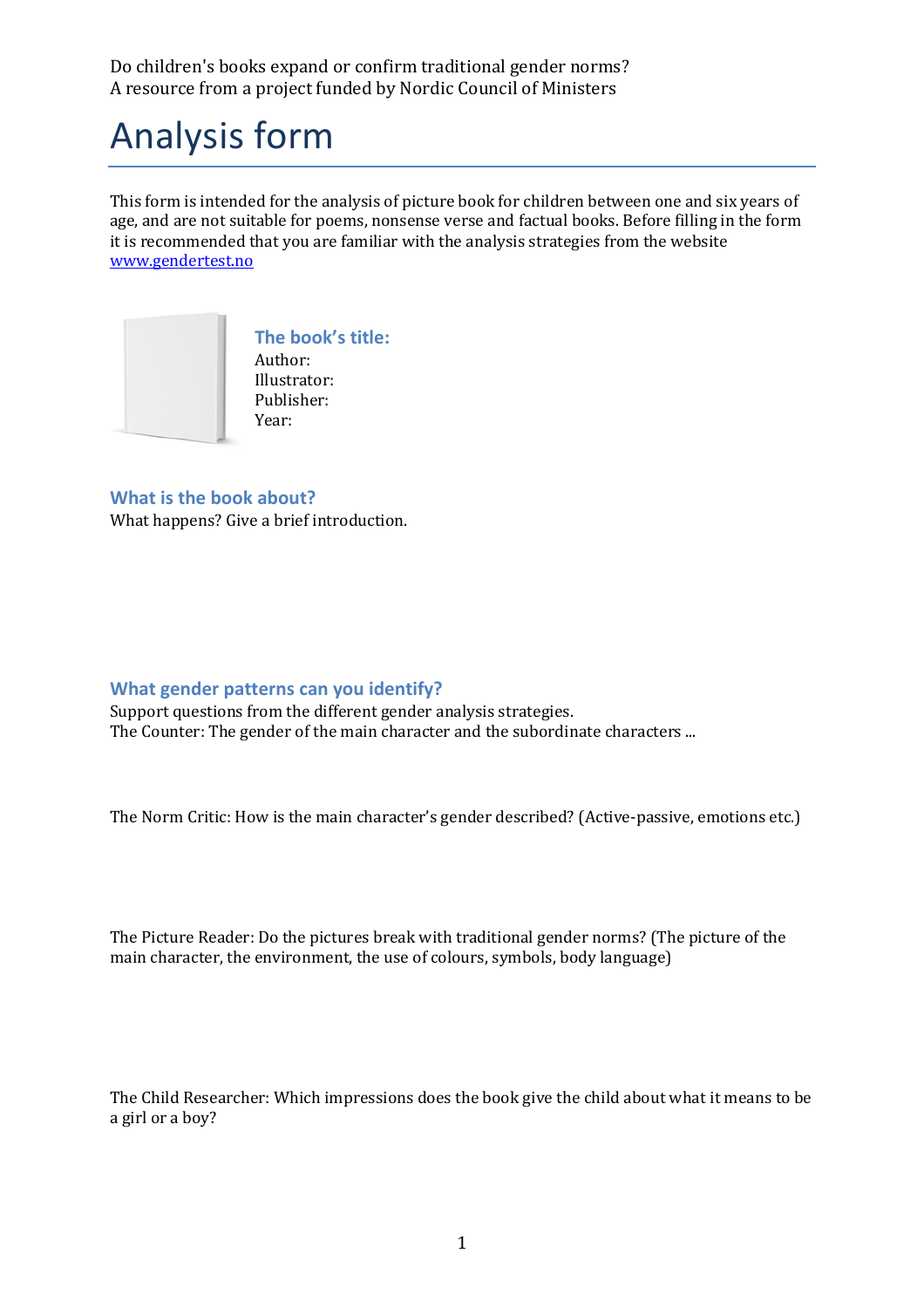Do children's books expand or confirm traditional gender norms?
A resource from a project funded by Nordic Council of Ministers

# Analysis form

This form is intended for the analysis of picture book for children between one and six years of age, and are not suitable for poems, nonsense verse and factual books. Before filling in the form it is recommended that you are familiar with the analysis strategies from the website [www.gendertest.no](http://www.gendertest.no)

### The book's title:

Author:
Illustrator:
Publisher:
Year:

### What is the book about?

What happens? Give a brief introduction.

### What gender patterns can you identify?

Support questions from the different gender analysis strategies.
The Counter: The gender of the main character and the subordinate characters ...

The Norm Critic: How is the main character's gender described? (Active-passive, emotions etc.)

The Picture Reader: Do the pictures break with traditional gender norms? (The picture of the main character, the environment, the use of colours, symbols, body language)

The Child Researcher: Which impressions does the book give the child about what it means to be a girl or a boy?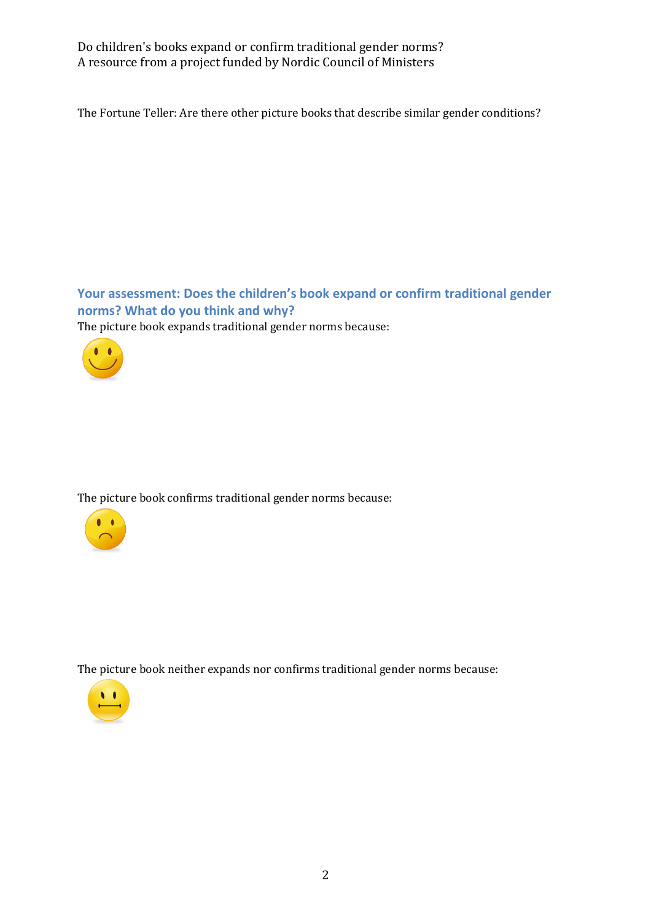Do children's books expand or confirm traditional gender norms?
A resource from a project funded by Nordic Council of Ministers

The Fortune Teller: Are there other picture books that describe similar gender conditions?

## Your assessment: Does the children's book expand or confirm traditional gender norms? What do you think and why?

The picture book expands traditional gender norms because:

The picture book confirms traditional gender norms because:

The picture book neither expands nor confirms traditional gender norms because: